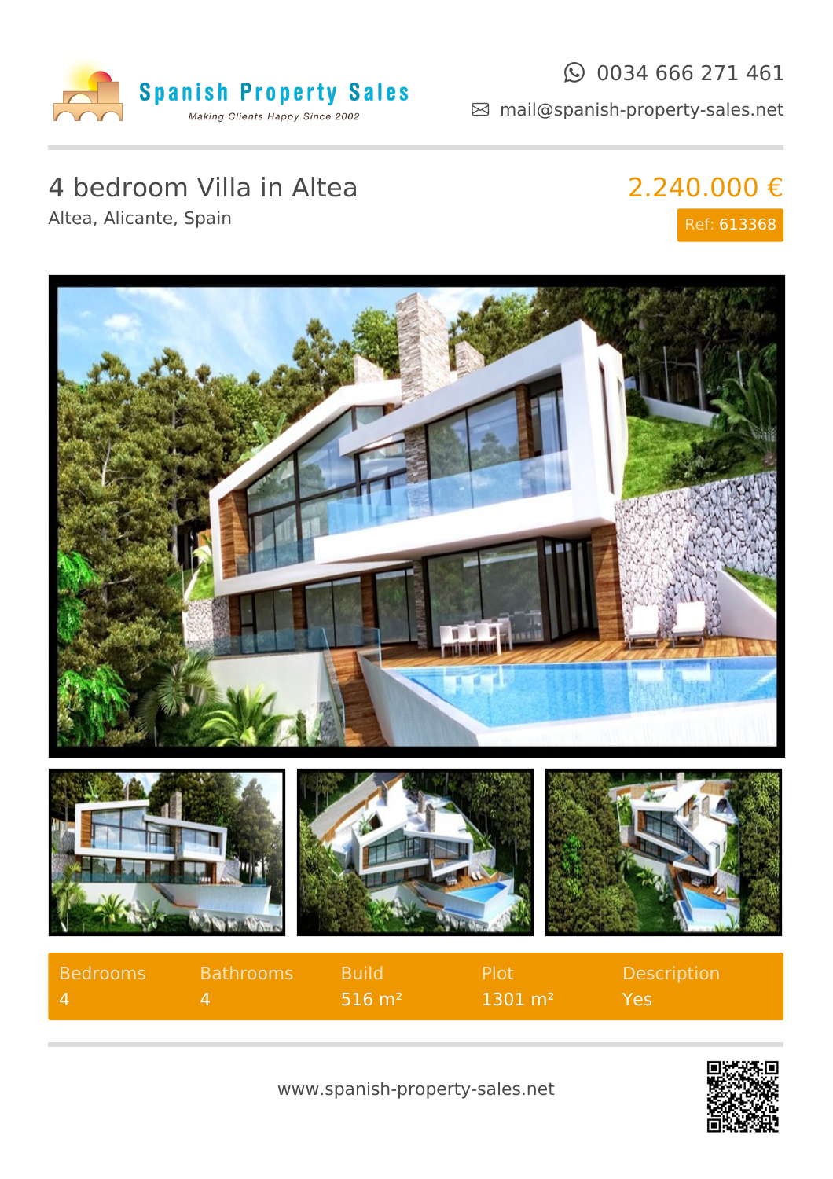Spanish Property Sales

*Making Clients Happy Since 2002*

0034 666 271 461

mail@spanish-property-sales.net

# 4 bedroom Villa in Altea

Altea, Alicante, Spain

**2.240.000 €**

Ref: 613368

| Bedrooms | Bathrooms | Build | Plot | Description |
|---|---|---|---|---|
| 4 | 4 | 516 m² | 1301 m² | Yes |

www.spanish-property-sales.net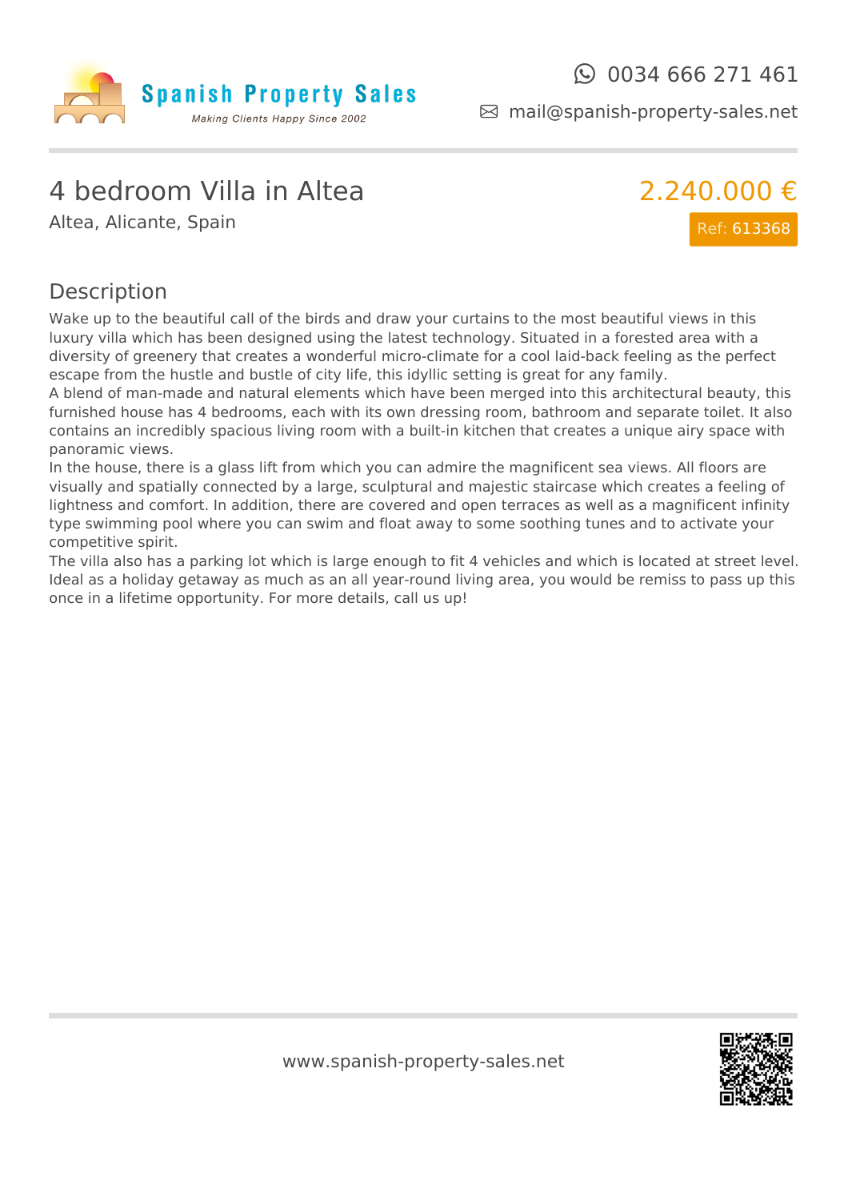Spanish Property Sales

Making Clients Happy Since 2002

0034 666 271 461

mail@spanish-property-sales.net

# 4 bedroom Villa in Altea

Altea, Alicante, Spain

2.240.000 €

Ref: 613368

## Description

Wake up to the beautiful call of the birds and draw your curtains to the most beautiful views in this luxury villa which has been designed using the latest technology. Situated in a forested area with a diversity of greenery that creates a wonderful micro-climate for a cool laid-back feeling as the perfect escape from the hustle and bustle of city life, this idyllic setting is great for any family.
A blend of man-made and natural elements which have been merged into this architectural beauty, this furnished house has 4 bedrooms, each with its own dressing room, bathroom and separate toilet. It also contains an incredibly spacious living room with a built-in kitchen that creates a unique airy space with panoramic views.
In the house, there is a glass lift from which you can admire the magnificent sea views. All floors are visually and spatially connected by a large, sculptural and majestic staircase which creates a feeling of lightness and comfort. In addition, there are covered and open terraces as well as a magnificent infinity type swimming pool where you can swim and float away to some soothing tunes and to activate your competitive spirit.
The villa also has a parking lot which is large enough to fit 4 vehicles and which is located at street level. Ideal as a holiday getaway as much as an all year-round living area, you would be remiss to pass up this once in a lifetime opportunity. For more details, call us up!

www.spanish-property-sales.net